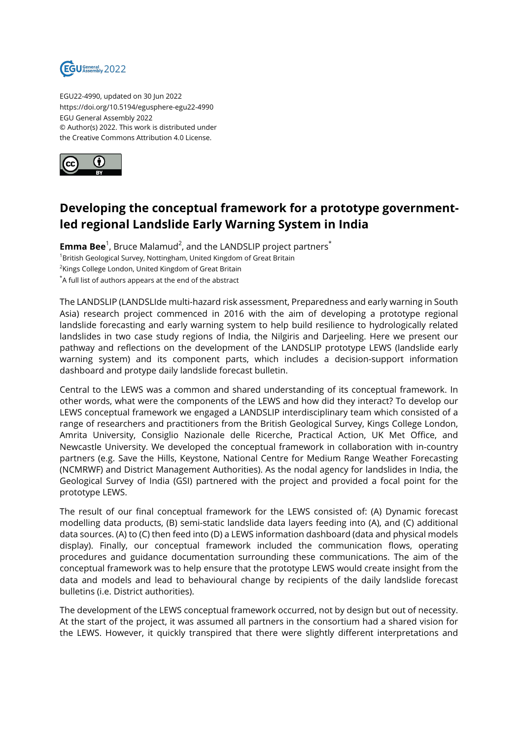EGU22-4990, updated on 30 Jun 2022
https://doi.org/10.5194/egusphere-egu22-4990
EGU General Assembly 2022
© Author(s) 2022. This work is distributed under
the Creative Commons Attribution 4.0 License.

# Developing the conceptual framework for a prototype government-led regional Landslide Early Warning System in India

**Emma Bee**[1], Bruce Malamud[2], and the LANDSLIP project partners[*]

[1]British Geological Survey, Nottingham, United Kingdom of Great Britain
[2]Kings College London, United Kingdom of Great Britain
[*]A full list of authors appears at the end of the abstract

The LANDSLIP (LANDSLIde multi-hazard risk assessment, Preparedness and early warning in South Asia) research project commenced in 2016 with the aim of developing a prototype regional landslide forecasting and early warning system to help build resilience to hydrologically related landslides in two case study regions of India, the Nilgiris and Darjeeling. Here we present our pathway and reflections on the development of the LANDSLIP prototype LEWS (landslide early warning system) and its component parts, which includes a decision-support information dashboard and protype daily landslide forecast bulletin.

Central to the LEWS was a common and shared understanding of its conceptual framework. In other words, what were the components of the LEWS and how did they interact? To develop our LEWS conceptual framework we engaged a LANDSLIP interdisciplinary team which consisted of a range of researchers and practitioners from the British Geological Survey, Kings College London, Amrita University, Consiglio Nazionale delle Ricerche, Practical Action, UK Met Office, and Newcastle University. We developed the conceptual framework in collaboration with in-country partners (e.g. Save the Hills, Keystone, National Centre for Medium Range Weather Forecasting (NCMRWF) and District Management Authorities). As the nodal agency for landslides in India, the Geological Survey of India (GSI) partnered with the project and provided a focal point for the prototype LEWS.

The result of our final conceptual framework for the LEWS consisted of: (A) Dynamic forecast modelling data products, (B) semi-static landslide data layers feeding into (A), and (C) additional data sources. (A) to (C) then feed into (D) a LEWS information dashboard (data and physical models display). Finally, our conceptual framework included the communication flows, operating procedures and guidance documentation surrounding these communications. The aim of the conceptual framework was to help ensure that the prototype LEWS would create insight from the data and models and lead to behavioural change by recipients of the daily landslide forecast bulletins (i.e. District authorities).

The development of the LEWS conceptual framework occurred, not by design but out of necessity. At the start of the project, it was assumed all partners in the consortium had a shared vision for the LEWS. However, it quickly transpired that there were slightly different interpretations and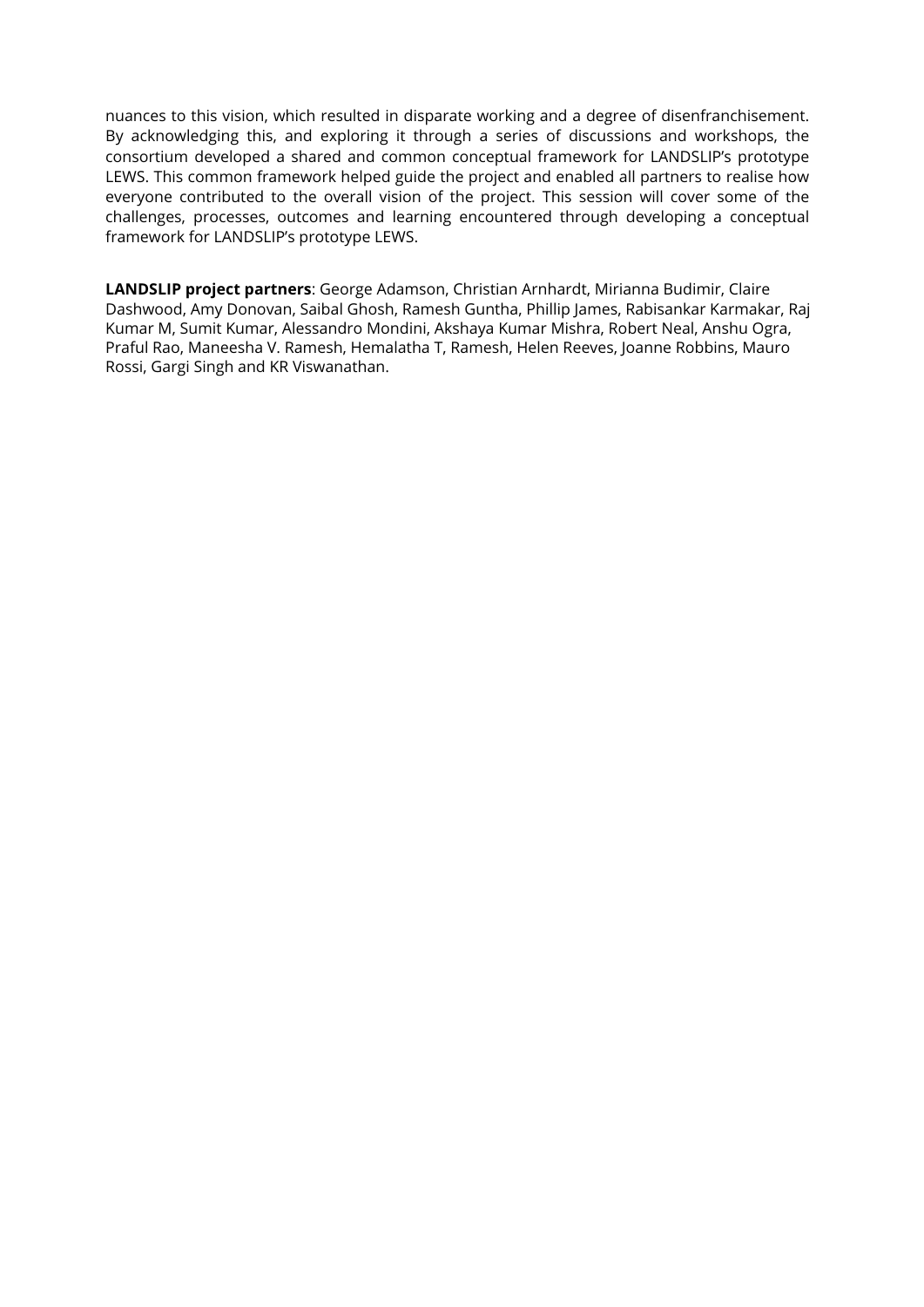nuances to this vision, which resulted in disparate working and a degree of disenfranchisement. By acknowledging this, and exploring it through a series of discussions and workshops, the consortium developed a shared and common conceptual framework for LANDSLIP's prototype LEWS. This common framework helped guide the project and enabled all partners to realise how everyone contributed to the overall vision of the project. This session will cover some of the challenges, processes, outcomes and learning encountered through developing a conceptual framework for LANDSLIP's prototype LEWS.

**LANDSLIP project partners**: George Adamson, Christian Arnhardt, Mirianna Budimir, Claire Dashwood, Amy Donovan, Saibal Ghosh, Ramesh Guntha, Phillip James, Rabisankar Karmakar, Raj Kumar M, Sumit Kumar, Alessandro Mondini, Akshaya Kumar Mishra, Robert Neal, Anshu Ogra, Praful Rao, Maneesha V. Ramesh, Hemalatha T, Ramesh, Helen Reeves, Joanne Robbins, Mauro Rossi, Gargi Singh and KR Viswanathan.